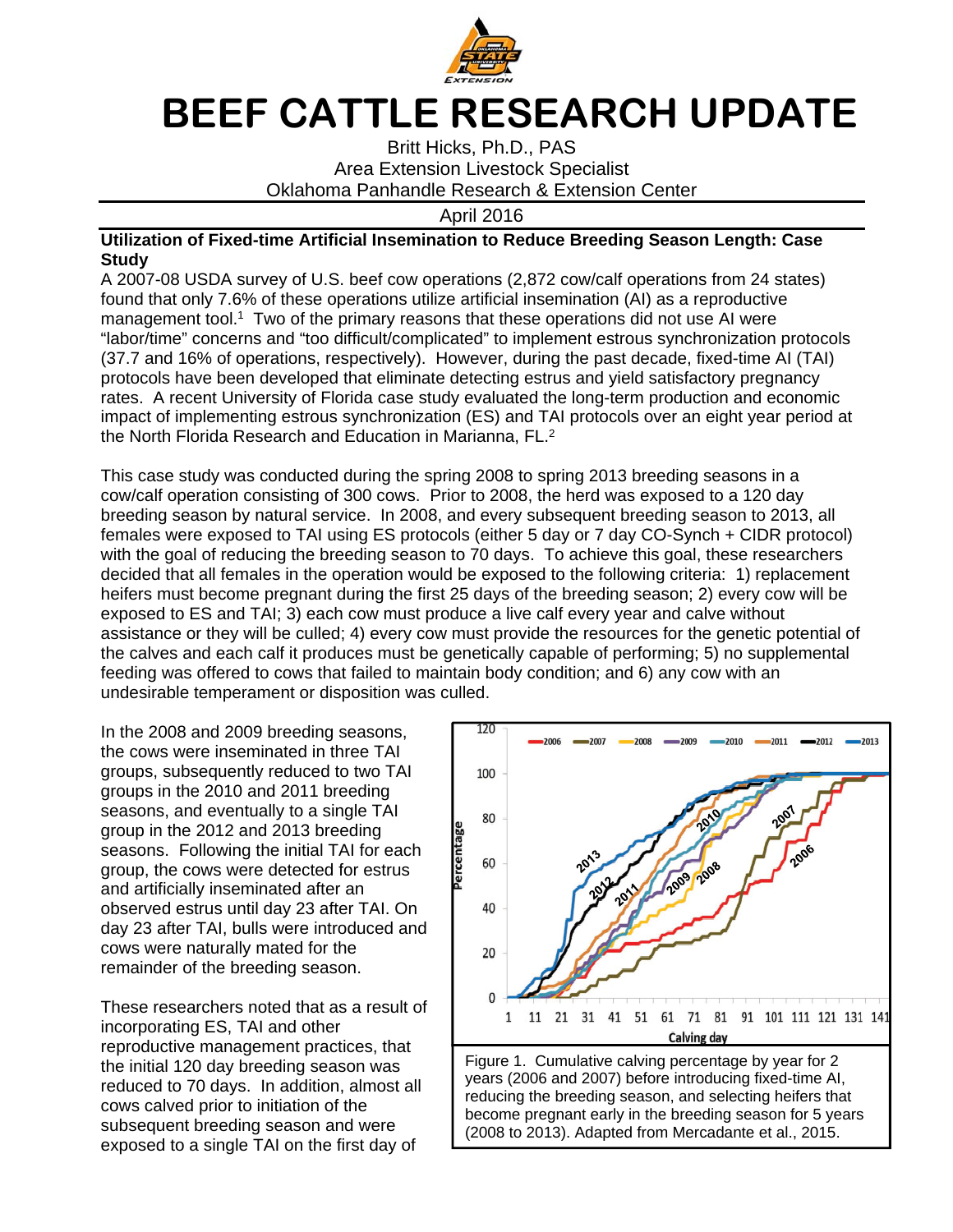# BEEF CATTLE RESEARCH UPDATE

Britt Hicks, Ph.D., PAS
Area Extension Livestock Specialist
Oklahoma Panhandle Research & Extension Center

April 2016

**Utilization of Fixed-time Artificial Insemination to Reduce Breeding Season Length: Case Study**

A 2007-08 USDA survey of U.S. beef cow operations (2,872 cow/calf operations from 24 states) found that only 7.6% of these operations utilize artificial insemination (AI) as a reproductive management tool.[1] Two of the primary reasons that these operations did not use AI were "labor/time" concerns and "too difficult/complicated" to implement estrous synchronization protocols (37.7 and 16% of operations, respectively). However, during the past decade, fixed-time AI (TAI) protocols have been developed that eliminate detecting estrus and yield satisfactory pregnancy rates. A recent University of Florida case study evaluated the long-term production and economic impact of implementing estrous synchronization (ES) and TAI protocols over an eight year period at the North Florida Research and Education in Marianna, FL.[2]

This case study was conducted during the spring 2008 to spring 2013 breeding seasons in a cow/calf operation consisting of 300 cows. Prior to 2008, the herd was exposed to a 120 day breeding season by natural service. In 2008, and every subsequent breeding season to 2013, all females were exposed to TAI using ES protocols (either 5 day or 7 day CO-Synch + CIDR protocol) with the goal of reducing the breeding season to 70 days. To achieve this goal, these researchers decided that all females in the operation would be exposed to the following criteria: 1) replacement heifers must become pregnant during the first 25 days of the breeding season; 2) every cow will be exposed to ES and TAI; 3) each cow must produce a live calf every year and calve without assistance or they will be culled; 4) every cow must provide the resources for the genetic potential of the calves and each calf it produces must be genetically capable of performing; 5) no supplemental feeding was offered to cows that failed to maintain body condition; and 6) any cow with an undesirable temperament or disposition was culled.

In the 2008 and 2009 breeding seasons, the cows were inseminated in three TAI groups, subsequently reduced to two TAI groups in the 2010 and 2011 breeding seasons, and eventually to a single TAI group in the 2012 and 2013 breeding seasons. Following the initial TAI for each group, the cows were detected for estrus and artificially inseminated after an observed estrus until day 23 after TAI. On day 23 after TAI, bulls were introduced and cows were naturally mated for the remainder of the breeding season.

Figure 1. Cumulative calving percentage by year for 2 years (2006 and 2007) before introducing fixed-time AI, reducing the breeding season, and selecting heifers that become pregnant early in the breeding season for 5 years (2008 to 2013). Adapted from Mercadante et al., 2015.

These researchers noted that as a result of incorporating ES, TAI and other reproductive management practices, that the initial 120 day breeding season was reduced to 70 days. In addition, almost all cows calved prior to initiation of the subsequent breeding season and were exposed to a single TAI on the first day of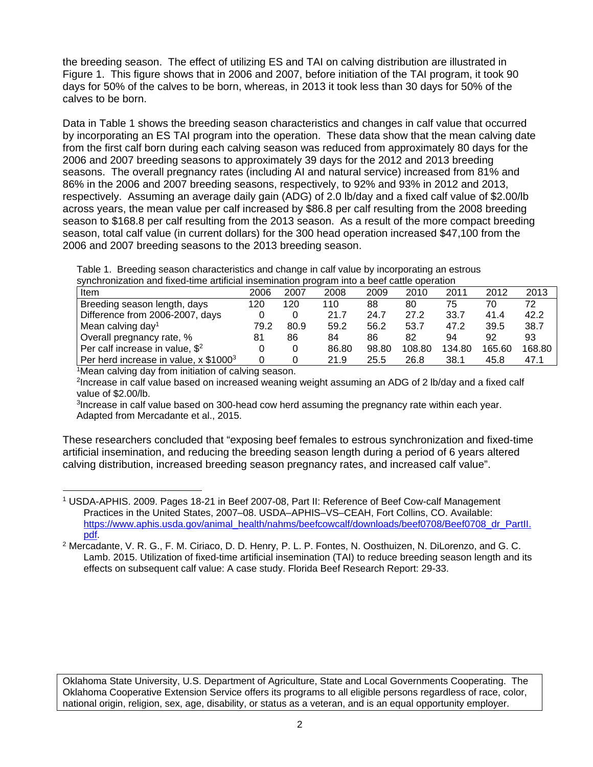the breeding season. The effect of utilizing ES and TAI on calving distribution are illustrated in Figure 1. This figure shows that in 2006 and 2007, before initiation of the TAI program, it took 90 days for 50% of the calves to be born, whereas, in 2013 it took less than 30 days for 50% of the calves to be born.

Data in Table 1 shows the breeding season characteristics and changes in calf value that occurred by incorporating an ES TAI program into the operation. These data show that the mean calving date from the first calf born during each calving season was reduced from approximately 80 days for the 2006 and 2007 breeding seasons to approximately 39 days for the 2012 and 2013 breeding seasons. The overall pregnancy rates (including AI and natural service) increased from 81% and 86% in the 2006 and 2007 breeding seasons, respectively, to 92% and 93% in 2012 and 2013, respectively. Assuming an average daily gain (ADG) of 2.0 lb/day and a fixed calf value of $2.00/lb across years, the mean value per calf increased by $86.8 per calf resulting from the 2008 breeding season to $168.8 per calf resulting from the 2013 season. As a result of the more compact breeding season, total calf value (in current dollars) for the 300 head operation increased $47,100 from the 2006 and 2007 breeding seasons to the 2013 breeding season.

Table 1. Breeding season characteristics and change in calf value by incorporating an estrous synchronization and fixed-time artificial insemination program into a beef cattle operation

| Item | 2006 | 2007 | 2008 | 2009 | 2010 | 2011 | 2012 | 2013 |
|---|---|---|---|---|---|---|---|---|
| Breeding season length, days | 120 | 120 | 110 | 88 | 80 | 75 | 70 | 72 |
| Difference from 2006-2007, days | 0 | 0 | 21.7 | 24.7 | 27.2 | 33.7 | 41.4 | 42.2 |
| Mean calving day[1] | 79.2 | 80.9 | 59.2 | 56.2 | 53.7 | 47.2 | 39.5 | 38.7 |
| Overall pregnancy rate, % | 81 | 86 | 84 | 86 | 82 | 94 | 92 | 93 |
| Per calf increase in value, $[2] | 0 | 0 | 86.80 | 98.80 | 108.80 | 134.80 | 165.60 | 168.80 |
| Per herd increase in value, x $1000[3] | 0 | 0 | 21.9 | 25.5 | 26.8 | 38.1 | 45.8 | 47.1 |

[1]Mean calving day from initiation of calving season.
[2]Increase in calf value based on increased weaning weight assuming an ADG of 2 lb/day and a fixed calf value of $2.00/lb.
[3]Increase in calf value based on 300-head cow herd assuming the pregnancy rate within each year.
Adapted from Mercadante et al., 2015.

These researchers concluded that “exposing beef females to estrous synchronization and fixed-time artificial insemination, and reducing the breeding season length during a period of 6 years altered calving distribution, increased breeding season pregnancy rates, and increased calf value”.

[1] USDA-APHIS. 2009. Pages 18-21 in Beef 2007-08, Part II: Reference of Beef Cow-calf Management Practices in the United States, 2007–08. USDA–APHIS–VS–CEAH, Fort Collins, CO. Available: https://www.aphis.usda.gov/animal_health/nahms/beefcowcalf/downloads/beef0708/Beef0708_dr_PartII.pdf.

[2] Mercadante, V. R. G., F. M. Ciriaco, D. D. Henry, P. L. P. Fontes, N. Oosthuizen, N. DiLorenzo, and G. C. Lamb. 2015. Utilization of fixed-time artificial insemination (TAI) to reduce breeding season length and its effects on subsequent calf value: A case study. Florida Beef Research Report: 29-33.

Oklahoma State University, U.S. Department of Agriculture, State and Local Governments Cooperating. The Oklahoma Cooperative Extension Service offers its programs to all eligible persons regardless of race, color, national origin, religion, sex, age, disability, or status as a veteran, and is an equal opportunity employer.